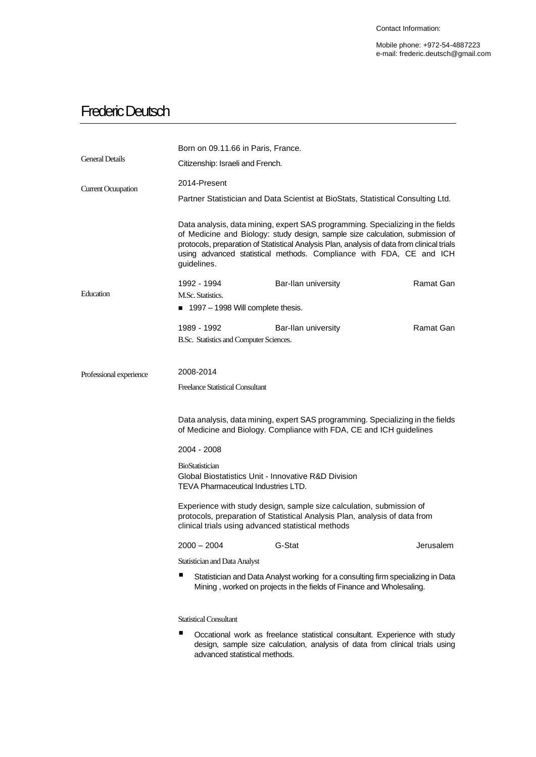Contact Information:

Mobile phone: +972-54-4887223
e-mail: frederic.deutsch@gmail.com

# Frederic Deutsch

## General Details

Born on 09.11.66 in Paris, France.

Citizenship: Israeli and French.

## Current Ocuupation

2014-Present

Partner Statistician and Data Scientist at BioStats, Statistical Consulting Ltd.

Data analysis, data mining, expert SAS programming. Specializing in the fields of Medicine and Biology: study design, sample size calculation, submission of protocols, preparation of Statistical Analysis Plan, analysis of data from clinical trials using advanced statistical methods. Compliance with FDA, CE and ICH guidelines.

## Education

1992 - 1994 | Bar-Ilan university | Ramat Gan

M.Sc. Statistics.

- 1997 – 1998 Will complete thesis.

1989 - 1992 | Bar-Ilan university | Ramat Gan

B.Sc. Statistics and Computer Sciences.

## Professional experience

2008-2014

Freelance Statistical Consultant

Data analysis, data mining, expert SAS programming. Specializing in the fields of Medicine and Biology. Compliance with FDA, CE and ICH guidelines

2004 - 2008

BioStatistician
Global Biostatistics Unit - Innovative R&D Division
TEVA Pharmaceutical Industries LTD.

Experience with study design, sample size calculation, submission of protocols, preparation of Statistical Analysis Plan, analysis of data from clinical trials using advanced statistical methods

2000 – 2004 | G-Stat | Jerusalem

Statistician and Data Analyst

- Statistician and Data Analyst working for a consulting firm specializing in Data Mining , worked on projects in the fields of Finance and Wholesaling.

Statistical Consultant

- Occational work as freelance statistical consultant. Experience with study design, sample size calculation, analysis of data from clinical trials using advanced statistical methods.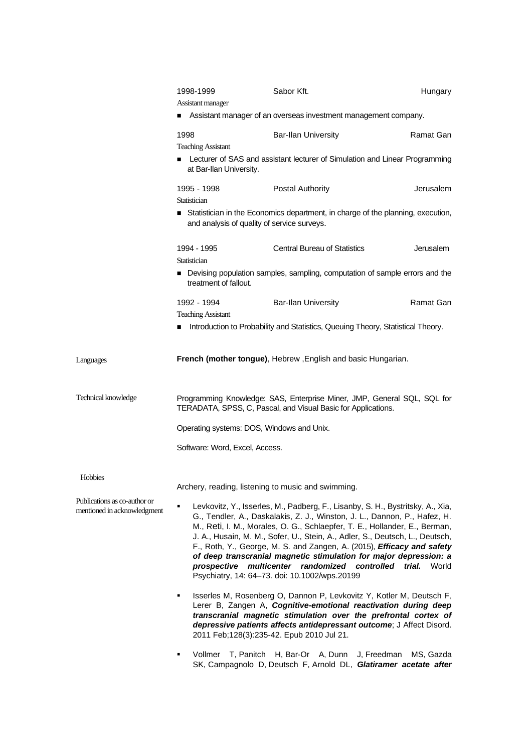1998-1999 Sabor Kft. Hungary

Assistant manager

- Assistant manager of an overseas investment management company.

1998 Bar-Ilan University Ramat Gan

Teaching Assistant

- Lecturer of SAS and assistant lecturer of Simulation and Linear Programming at Bar-Ilan University.

1995 - 1998 Postal Authority Jerusalem

Statistician

- Statistician in the Economics department, in charge of the planning, execution, and analysis of quality of service surveys.

1994 - 1995 Central Bureau of Statistics Jerusalem

Statistician

- Devising population samples, sampling, computation of sample errors and the treatment of fallout.

1992 - 1994 Bar-Ilan University Ramat Gan

Teaching Assistant

- Introduction to Probability and Statistics, Queuing Theory, Statistical Theory.

## Languages

**French (mother tongue)**, Hebrew ,English and basic Hungarian.

## Technical knowledge

Programming Knowledge: SAS, Enterprise Miner, JMP, General SQL, SQL for TERADATA, SPSS, C, Pascal, and Visual Basic for Applications.

Operating systems: DOS, Windows and Unix.

Software: Word, Excel, Access.

## Hobbies

Archery, reading, listening to music and swimming.

## Publications as co-author or mentioned in acknowledgment

- Levkovitz, Y., Isserles, M., Padberg, F., Lisanby, S. H., Bystritsky, A., Xia, G., Tendler, A., Daskalakis, Z. J., Winston, J. L., Dannon, P., Hafez, H. M., Reti, I. M., Morales, O. G., Schlaepfer, T. E., Hollander, E., Berman, J. A., Husain, M. M., Sofer, U., Stein, A., Adler, S., Deutsch, L., Deutsch, F., Roth, Y., George, M. S. and Zangen, A. (2015), ***Efficacy and safety of deep transcranial magnetic stimulation for major depression: a prospective multicenter randomized controlled trial.*** World Psychiatry, 14: 64–73. doi: 10.1002/wps.20199

- Isserles M, Rosenberg O, Dannon P, Levkovitz Y, Kotler M, Deutsch F, Lerer B, Zangen A, ***Cognitive-emotional reactivation during deep transcranial magnetic stimulation over the prefrontal cortex of depressive patients affects antidepressant outcome***; J Affect Disord. 2011 Feb;128(3):235-42. Epub 2010 Jul 21.

- Vollmer T, Panitch H, Bar-Or A, Dunn J, Freedman MS, Gazda SK, Campagnolo D, Deutsch F, Arnold DL, ***Glatiramer acetate after***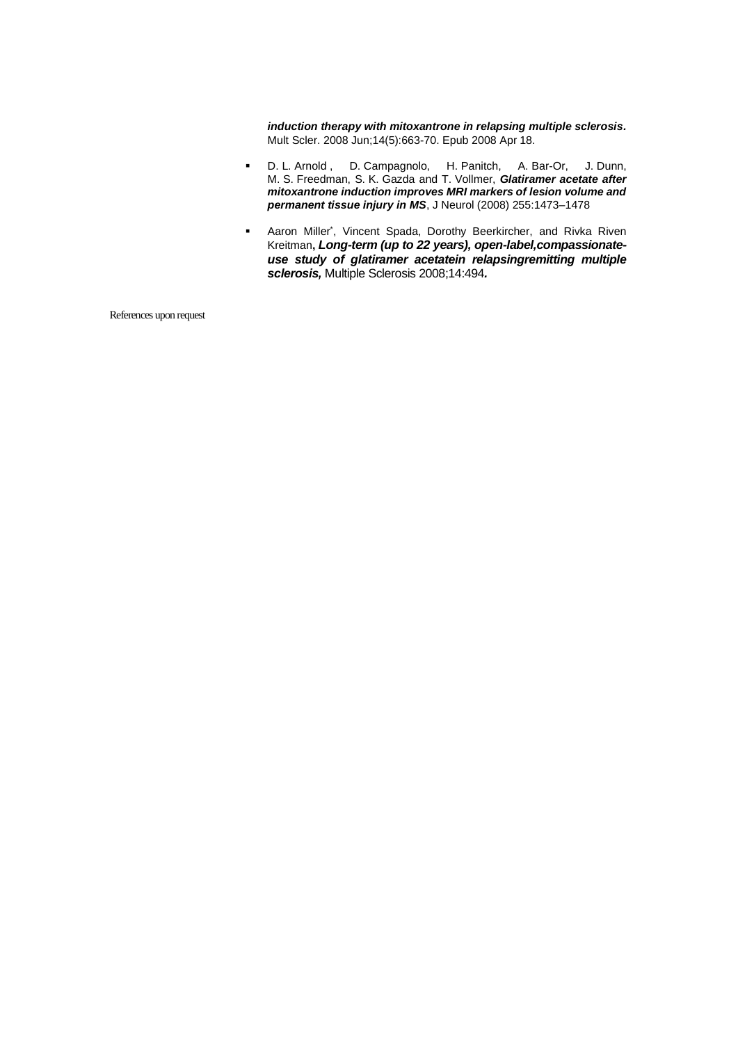***induction therapy with mitoxantrone in relapsing multiple sclerosis.*** Mult Scler. 2008 Jun;14(5):663-70. Epub 2008 Apr 18.

- D. L. Arnold , D. Campagnolo, H. Panitch, A. Bar-Or, J. Dunn, M. S. Freedman, S. K. Gazda and T. Vollmer, ***Glatiramer acetate after mitoxantrone induction improves MRI markers of lesion volume and permanent tissue injury in MS***, J Neurol (2008) 255:1473–1478

- Aaron Miller*, Vincent Spada, Dorothy Beerkircher, and Rivka Riven Kreitman**, *Long-term (up to 22 years), open-label,compassionate-use study of glatiramer acetatein relapsingremitting multiple sclerosis,*** Multiple Sclerosis 2008;14:494***.***

References upon request